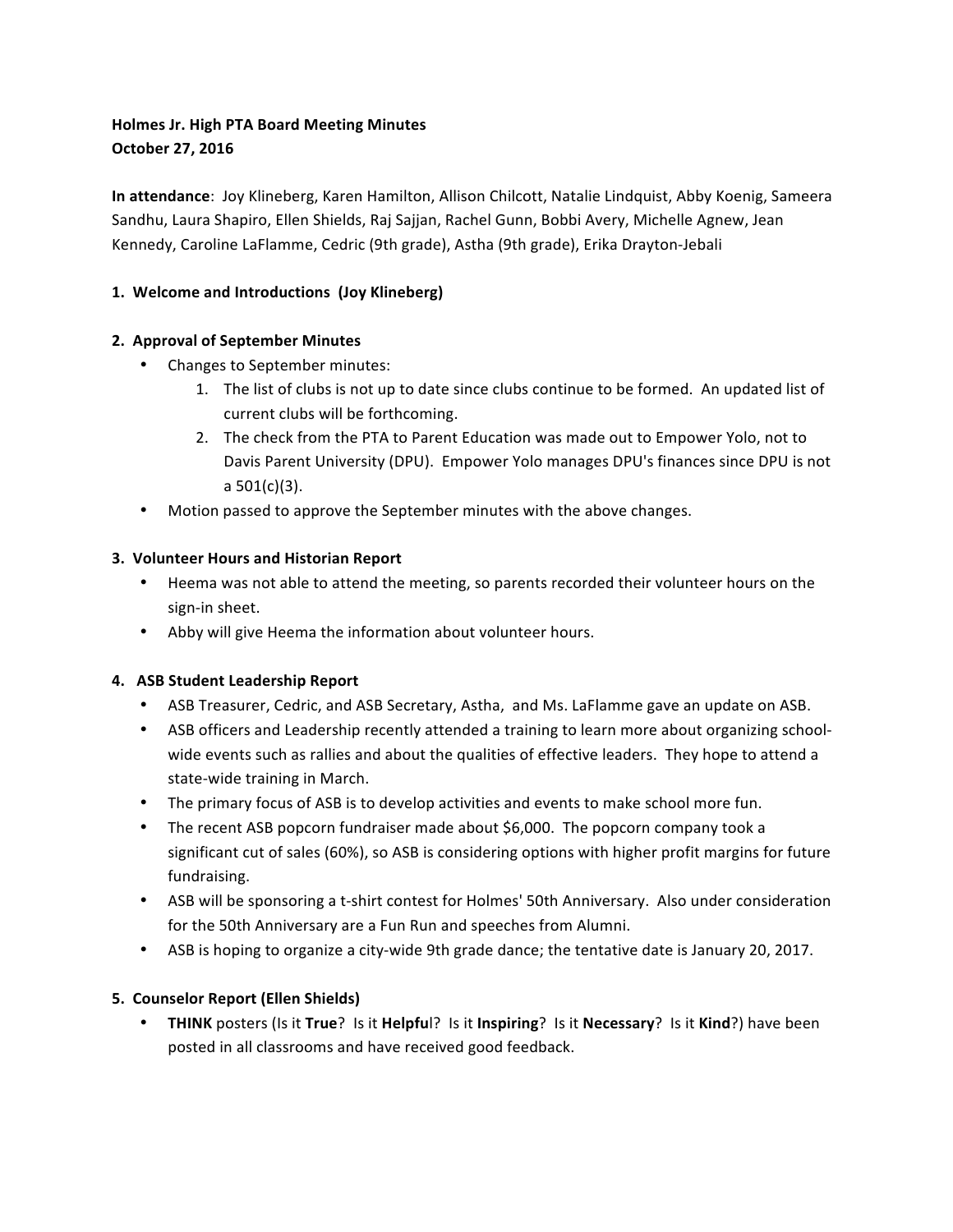**Holmes Jr. High PTA Board Meeting Minutes**
**October 27, 2016**

**In attendance**: Joy Klineberg, Karen Hamilton, Allison Chilcott, Natalie Lindquist, Abby Koenig, Sameera Sandhu, Laura Shapiro, Ellen Shields, Raj Sajjan, Rachel Gunn, Bobbi Avery, Michelle Agnew, Jean Kennedy, Caroline LaFlamme, Cedric (9th grade), Astha (9th grade), Erika Drayton-Jebali

**1. Welcome and Introductions (Joy Klineberg)**

**2. Approval of September Minutes**

- Changes to September minutes:
    1. The list of clubs is not up to date since clubs continue to be formed. An updated list of current clubs will be forthcoming.
    2. The check from the PTA to Parent Education was made out to Empower Yolo, not to Davis Parent University (DPU). Empower Yolo manages DPU's finances since DPU is not a 501(c)(3).
- Motion passed to approve the September minutes with the above changes.

**3. Volunteer Hours and Historian Report**

- Heema was not able to attend the meeting, so parents recorded their volunteer hours on the sign-in sheet.
- Abby will give Heema the information about volunteer hours.

**4. ASB Student Leadership Report**

- ASB Treasurer, Cedric, and ASB Secretary, Astha, and Ms. LaFlamme gave an update on ASB.
- ASB officers and Leadership recently attended a training to learn more about organizing school-wide events such as rallies and about the qualities of effective leaders. They hope to attend a state-wide training in March.
- The primary focus of ASB is to develop activities and events to make school more fun.
- The recent ASB popcorn fundraiser made about $6,000. The popcorn company took a significant cut of sales (60%), so ASB is considering options with higher profit margins for future fundraising.
- ASB will be sponsoring a t-shirt contest for Holmes' 50th Anniversary. Also under consideration for the 50th Anniversary are a Fun Run and speeches from Alumni.
- ASB is hoping to organize a city-wide 9th grade dance; the tentative date is January 20, 2017.

**5. Counselor Report (Ellen Shields)**

- **THINK** posters (Is it **True**? Is it **Helpfu**l? Is it **Inspiring**? Is it **Necessary**? Is it **Kind**?) have been posted in all classrooms and have received good feedback.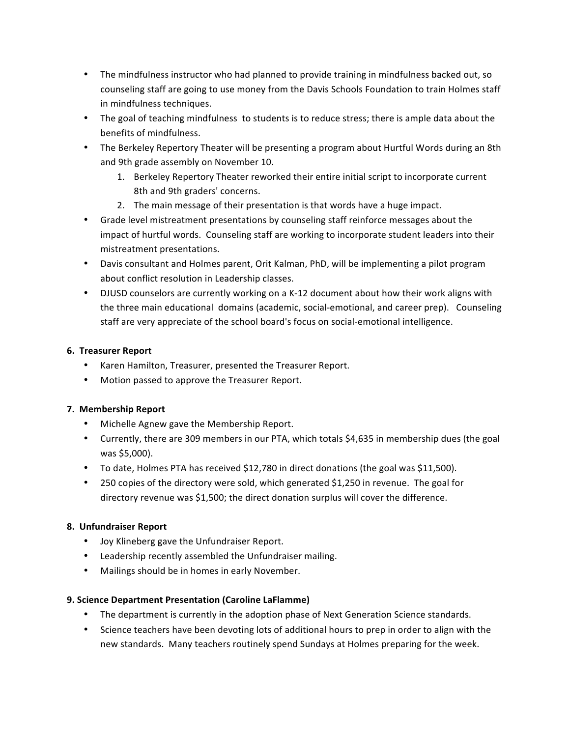- The mindfulness instructor who had planned to provide training in mindfulness backed out, so counseling staff are going to use money from the Davis Schools Foundation to train Holmes staff in mindfulness techniques.
- The goal of teaching mindfulness to students is to reduce stress; there is ample data about the benefits of mindfulness.
- The Berkeley Repertory Theater will be presenting a program about Hurtful Words during an 8th and 9th grade assembly on November 10.
  1. Berkeley Repertory Theater reworked their entire initial script to incorporate current 8th and 9th graders' concerns.
  2. The main message of their presentation is that words have a huge impact.
- Grade level mistreatment presentations by counseling staff reinforce messages about the impact of hurtful words. Counseling staff are working to incorporate student leaders into their mistreatment presentations.
- Davis consultant and Holmes parent, Orit Kalman, PhD, will be implementing a pilot program about conflict resolution in Leadership classes.
- DJUSD counselors are currently working on a K-12 document about how their work aligns with the three main educational domains (academic, social-emotional, and career prep). Counseling staff are very appreciate of the school board's focus on social-emotional intelligence.

**6. Treasurer Report**

- Karen Hamilton, Treasurer, presented the Treasurer Report.
- Motion passed to approve the Treasurer Report.

**7. Membership Report**

- Michelle Agnew gave the Membership Report.
- Currently, there are 309 members in our PTA, which totals $4,635 in membership dues (the goal was $5,000).
- To date, Holmes PTA has received $12,780 in direct donations (the goal was $11,500).
- 250 copies of the directory were sold, which generated $1,250 in revenue. The goal for directory revenue was $1,500; the direct donation surplus will cover the difference.

**8. Unfundraiser Report**

- Joy Klineberg gave the Unfundraiser Report.
- Leadership recently assembled the Unfundraiser mailing.
- Mailings should be in homes in early November.

**9. Science Department Presentation (Caroline LaFlamme)**

- The department is currently in the adoption phase of Next Generation Science standards.
- Science teachers have been devoting lots of additional hours to prep in order to align with the new standards. Many teachers routinely spend Sundays at Holmes preparing for the week.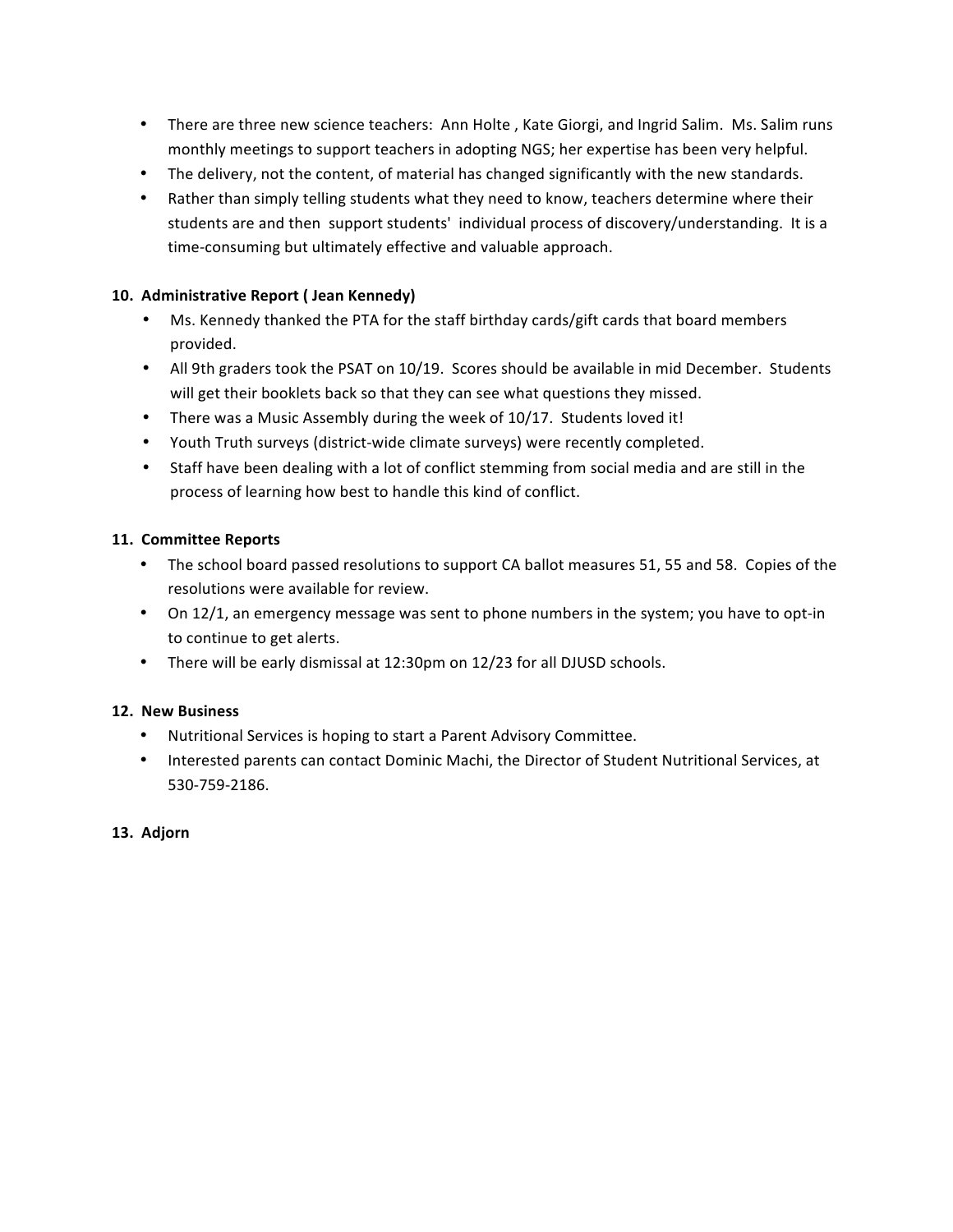- There are three new science teachers: Ann Holte , Kate Giorgi, and Ingrid Salim. Ms. Salim runs monthly meetings to support teachers in adopting NGS; her expertise has been very helpful.
- The delivery, not the content, of material has changed significantly with the new standards.
- Rather than simply telling students what they need to know, teachers determine where their students are and then support students' individual process of discovery/understanding. It is a time-consuming but ultimately effective and valuable approach.

**10. Administrative Report ( Jean Kennedy)**

- Ms. Kennedy thanked the PTA for the staff birthday cards/gift cards that board members provided.
- All 9th graders took the PSAT on 10/19. Scores should be available in mid December. Students will get their booklets back so that they can see what questions they missed.
- There was a Music Assembly during the week of 10/17. Students loved it!
- Youth Truth surveys (district-wide climate surveys) were recently completed.
- Staff have been dealing with a lot of conflict stemming from social media and are still in the process of learning how best to handle this kind of conflict.

**11. Committee Reports**

- The school board passed resolutions to support CA ballot measures 51, 55 and 58. Copies of the resolutions were available for review.
- On 12/1, an emergency message was sent to phone numbers in the system; you have to opt-in to continue to get alerts.
- There will be early dismissal at 12:30pm on 12/23 for all DJUSD schools.

**12. New Business**

- Nutritional Services is hoping to start a Parent Advisory Committee.
- Interested parents can contact Dominic Machi, the Director of Student Nutritional Services, at 530-759-2186.

**13. Adjorn**